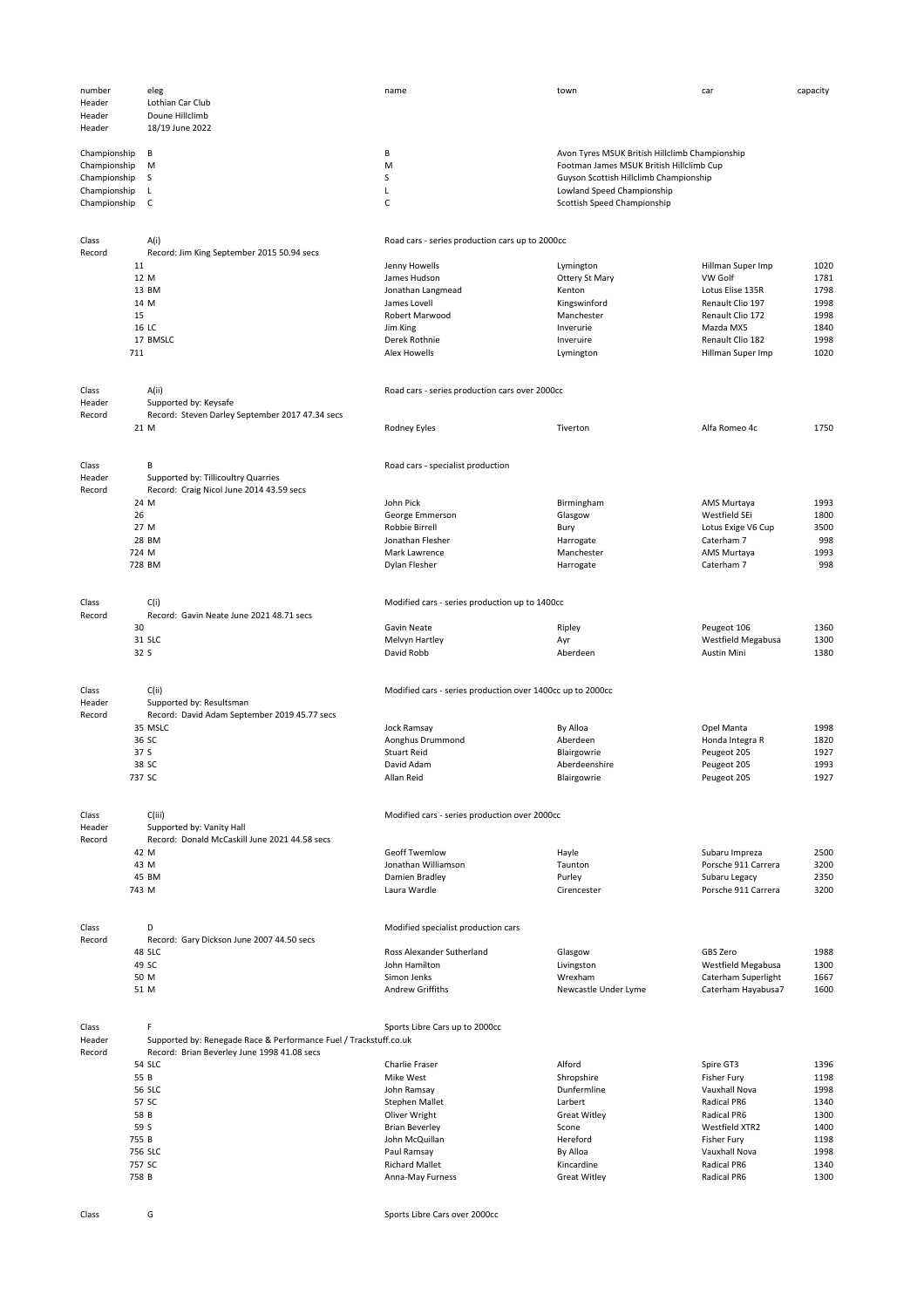| number | eleg | name | town | car | capacity |
|---|---|---|---|---|---|
| Header | Lothian Car Club | | | | |
| Header | Doune Hillclimb | | | | |
| Header | 18/19 June 2022 | | | | |
| | | | | | |
| Championship | B | B | Avon Tyres MSUK British Hillclimb Championship | | |
| Championship | M | M | Footman James MSUK British Hillclimb Cup | | |
| Championship | S | S | Guyson Scottish Hillclimb Championship | | |
| Championship | L | L | Lowland Speed Championship | | |
| Championship | C | C | Scottish Speed Championship | | |
| | | | | | |
| Class | A(i) | Road cars - series production cars up to 2000cc | | | |
| Record | Record: Jim King September 2015 50.94 secs | | | | |
| 11 | | Jenny Howells | Lymington | Hillman Super Imp | 1020 |
| 12 | M | James Hudson | Ottery St Mary | VW Golf | 1781 |
| 13 | BM | Jonathan Langmead | Kenton | Lotus Elise 135R | 1798 |
| 14 | M | James Lovell | Kingswinford | Renault Clio 197 | 1998 |
| 15 | | Robert Marwood | Manchester | Renault Clio 172 | 1998 |
| 16 | LC | Jim King | Inverurie | Mazda MX5 | 1840 |
| 17 | BMSLC | Derek Rothnie | Inveruire | Renault Clio 182 | 1998 |
| 711 | | Alex Howells | Lymington | Hillman Super Imp | 1020 |
| | | | | | |
| Class | A(ii) | Road cars - series production cars over 2000cc | | | |
| Header | Supported by: Keysafe | | | | |
| Record | Record: Steven Darley September 2017 47.34 secs | | | | |
| 21 | M | Rodney Eyles | Tiverton | Alfa Romeo 4c | 1750 |
| | | | | | |
| Class | B | Road cars - specialist production | | | |
| Header | Supported by: Tillicoultry Quarries | | | | |
| Record | Record: Craig Nicol June 2014 43.59 secs | | | | |
| 24 | M | John Pick | Birmingham | AMS Murtaya | 1993 |
| 26 | | George Emmerson | Glasgow | Westfield SEi | 1800 |
| 27 | M | Robbie Birrell | Bury | Lotus Exige V6 Cup | 3500 |
| 28 | BM | Jonathan Flesher | Harrogate | Caterham 7 | 998 |
| 724 | M | Mark Lawrence | Manchester | AMS Murtaya | 1993 |
| 728 | BM | Dylan Flesher | Harrogate | Caterham 7 | 998 |
| | | | | | |
| Class | C(i) | Modified cars - series production up to 1400cc | | | |
| Record | Record: Gavin Neate June 2021 48.71 secs | | | | |
| 30 | | Gavin Neate | Ripley | Peugeot 106 | 1360 |
| 31 | SLC | Melvyn Hartley | Ayr | Westfield Megabusa | 1300 |
| 32 | S | David Robb | Aberdeen | Austin Mini | 1380 |
| | | | | | |
| Class | C(ii) | Modified cars - series production over 1400cc up to 2000cc | | | |
| Header | Supported by: Resultsman | | | | |
| Record | Record: David Adam September 2019 45.77 secs | | | | |
| 35 | MSLC | Jock Ramsay | By Alloa | Opel Manta | 1998 |
| 36 | SC | Aonghus Drummond | Aberdeen | Honda Integra R | 1820 |
| 37 | S | Stuart Reid | Blairgowrie | Peugeot 205 | 1927 |
| 38 | SC | David Adam | Aberdeenshire | Peugeot 205 | 1993 |
| 737 | SC | Allan Reid | Blairgowrie | Peugeot 205 | 1927 |
| | | | | | |
| Class | C(iii) | Modified cars - series production over 2000cc | | | |
| Header | Supported by: Vanity Hall | | | | |
| Record | Record: Donald McCaskill June 2021 44.58 secs | | | | |
| 42 | M | Geoff Twemlow | Hayle | Subaru Impreza | 2500 |
| 43 | M | Jonathan Williamson | Taunton | Porsche 911 Carrera | 3200 |
| 45 | BM | Damien Bradley | Purley | Subaru Legacy | 2350 |
| 743 | M | Laura Wardle | Cirencester | Porsche 911 Carrera | 3200 |
| | | | | | |
| Class | D | Modified specialist production cars | | | |
| Record | Record: Gary Dickson June 2007 44.50 secs | | | | |
| 48 | SLC | Ross Alexander Sutherland | Glasgow | GBS Zero | 1988 |
| 49 | SC | John Hamilton | Livingston | Westfield Megabusa | 1300 |
| 50 | M | Simon Jenks | Wrexham | Caterham Superlight | 1667 |
| 51 | M | Andrew Griffiths | Newcastle Under Lyme | Caterham Hayabusa7 | 1600 |
| | | | | | |
| Class | F | Sports Libre Cars up to 2000cc | | | |
| Header | Supported by: Renegade Race & Performance Fuel / Trackstuff.co.uk | | | | |
| Record | Record: Brian Beverley June 1998 41.08 secs | | | | |
| 54 | SLC | Charlie Fraser | Alford | Spire GT3 | 1396 |
| 55 | B | Mike West | Shropshire | Fisher Fury | 1198 |
| 56 | SLC | John Ramsay | Dunfermline | Vauxhall Nova | 1998 |
| 57 | SC | Stephen Mallet | Larbert | Radical PR6 | 1340 |
| 58 | B | Oliver Wright | Great Witley | Radical PR6 | 1300 |
| 59 | S | Brian Beverley | Scone | Westfield XTR2 | 1400 |
| 755 | B | John McQuillan | Hereford | Fisher Fury | 1198 |
| 756 | SLC | Paul Ramsay | By Alloa | Vauxhall Nova | 1998 |
| 757 | SC | Richard Mallet | Kincardine | Radical PR6 | 1340 |
| 758 | B | Anna-May Furness | Great Witley | Radical PR6 | 1300 |
| | | | | | |
| Class | G | Sports Libre Cars over 2000cc | | | |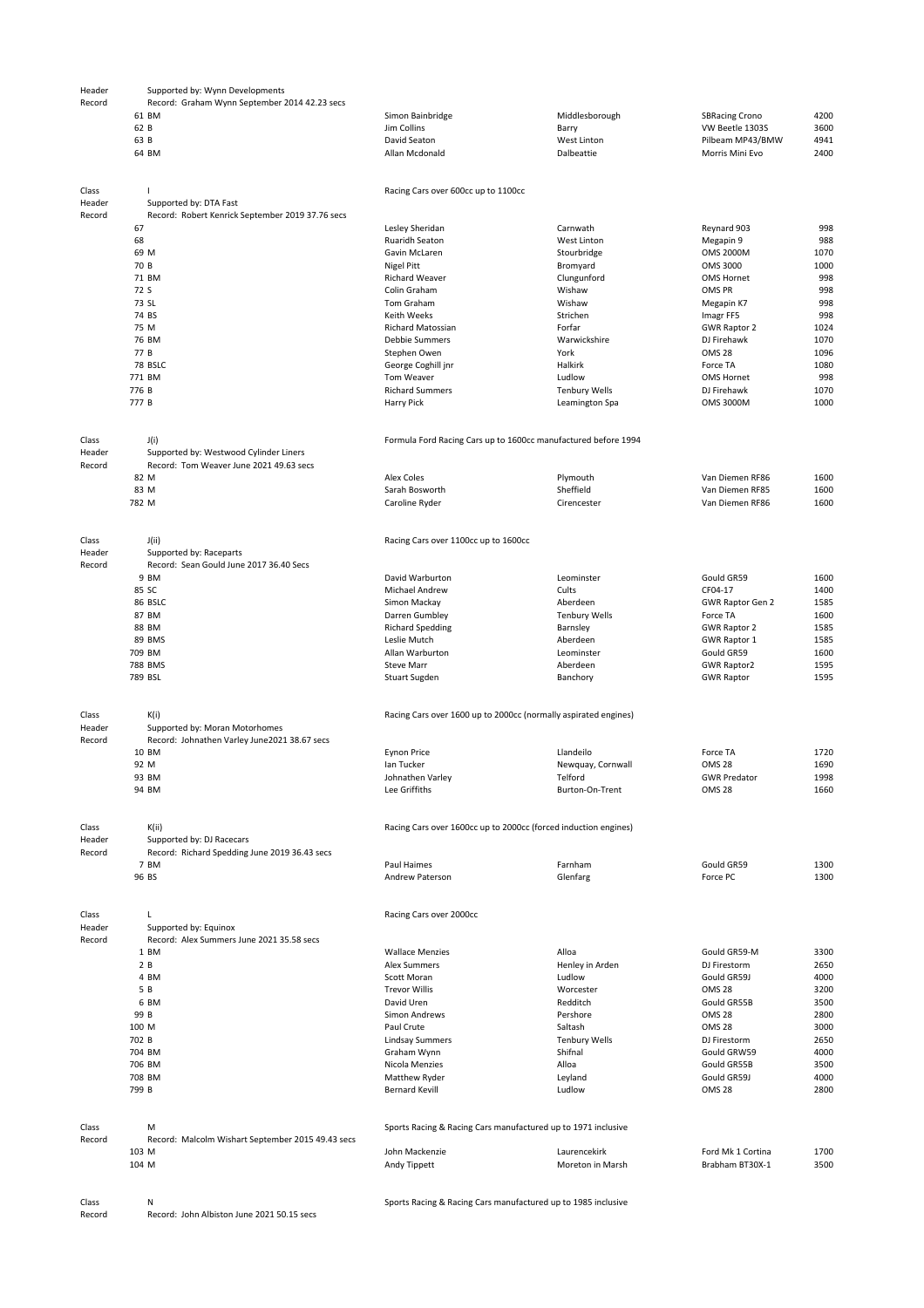| | | | | | |
|---|---|---|---|---|---|
| Header | Supported by: Wynn Developments | | | | |
| Record | Record: Graham Wynn September 2014 42.23 secs | | | | |
| | 61 BM | Simon Bainbridge | Middlesborough | SBRacing Crono | 4200 |
| | 62 B | Jim Collins | Barry | VW Beetle 1303S | 3600 |
| | 63 B | David Seaton | West Linton | Pilbeam MP43/BMW | 4941 |
| | 64 BM | Allan Mcdonald | Dalbeattie | Morris Mini Evo | 2400 |

| | | | | | |
|---|---|---|---|---|---|
| Class | I | Racing Cars over 600cc up to 1100cc | | | |
| Header | Supported by: DTA Fast | | | | |
| Record | Record: Robert Kenrick September 2019 37.76 secs | | | | |
| | 67 | Lesley Sheridan | Carnwath | Reynard 903 | 998 |
| | 68 | Ruaridh Seaton | West Linton | Megapin 9 | 988 |
| | 69 M | Gavin McLaren | Stourbridge | OMS 2000M | 1070 |
| | 70 B | Nigel Pitt | Bromyard | OMS 3000 | 1000 |
| | 71 BM | Richard Weaver | Clungunford | OMS Hornet | 998 |
| | 72 S | Colin Graham | Wishaw | OMS PR | 998 |
| | 73 SL | Tom Graham | Wishaw | Megapin K7 | 998 |
| | 74 BS | Keith Weeks | Strichen | Imagr FF5 | 998 |
| | 75 M | Richard Matossian | Forfar | GWR Raptor 2 | 1024 |
| | 76 BM | Debbie Summers | Warwickshire | DJ Firehawk | 1070 |
| | 77 B | Stephen Owen | York | OMS 28 | 1096 |
| | 78 BSLC | George Coghill jnr | Halkirk | Force TA | 1080 |
| | 771 BM | Tom Weaver | Ludlow | OMS Hornet | 998 |
| | 776 B | Richard Summers | Tenbury Wells | DJ Firehawk | 1070 |
| | 777 B | Harry Pick | Leamington Spa | OMS 3000M | 1000 |

| | | | | | |
|---|---|---|---|---|---|
| Class | J(i) | Formula Ford Racing Cars up to 1600cc manufactured before 1994 | | | |
| Header | Supported by: Westwood Cylinder Liners | | | | |
| Record | Record: Tom Weaver June 2021 49.63 secs | | | | |
| | 82 M | Alex Coles | Plymouth | Van Diemen RF86 | 1600 |
| | 83 M | Sarah Bosworth | Sheffield | Van Diemen RF85 | 1600 |
| | 782 M | Caroline Ryder | Cirencester | Van Diemen RF86 | 1600 |

| | | | | | |
|---|---|---|---|---|---|
| Class | J(ii) | Racing Cars over 1100cc up to 1600cc | | | |
| Header | Supported by: Raceparts | | | | |
| Record | Record: Sean Gould June 2017 36.40 Secs | | | | |
| | 9 BM | David Warburton | Leominster | Gould GR59 | 1600 |
| | 85 SC | Michael Andrew | Cults | CF04-17 | 1400 |
| | 86 BSLC | Simon Mackay | Aberdeen | GWR Raptor Gen 2 | 1585 |
| | 87 BM | Darren Gumbley | Tenbury Wells | Force TA | 1600 |
| | 88 BM | Richard Spedding | Barnsley | GWR Raptor 2 | 1585 |
| | 89 BMS | Leslie Mutch | Aberdeen | GWR Raptor 1 | 1585 |
| | 709 BM | Allan Warburton | Leominster | Gould GR59 | 1600 |
| | 788 BMS | Steve Marr | Aberdeen | GWR Raptor2 | 1595 |
| | 789 BSL | Stuart Sugden | Banchory | GWR Raptor | 1595 |

| | | | | | |
|---|---|---|---|---|---|
| Class | K(i) | Racing Cars over 1600 up to 2000cc (normally aspirated engines) | | | |
| Header | Supported by: Moran Motorhomes | | | | |
| Record | Record: Johnathen Varley June2021 38.67 secs | | | | |
| | 10 BM | Eynon Price | Llandeilo | Force TA | 1720 |
| | 92 M | Ian Tucker | Newquay, Cornwall | OMS 28 | 1690 |
| | 93 BM | Johnathen Varley | Telford | GWR Predator | 1998 |
| | 94 BM | Lee Griffiths | Burton-On-Trent | OMS 28 | 1660 |

| | | | | | |
|---|---|---|---|---|---|
| Class | K(ii) | Racing Cars over 1600cc up to 2000cc (forced induction engines) | | | |
| Header | Supported by: DJ Racecars | | | | |
| Record | Record: Richard Spedding June 2019 36.43 secs | | | | |
| | 7 BM | Paul Haimes | Farnham | Gould GR59 | 1300 |
| | 96 BS | Andrew Paterson | Glenfarg | Force PC | 1300 |

| | | | | | |
|---|---|---|---|---|---|
| Class | L | Racing Cars over 2000cc | | | |
| Header | Supported by: Equinox | | | | |
| Record | Record: Alex Summers June 2021 35.58 secs | | | | |
| | 1 BM | Wallace Menzies | Alloa | Gould GR59-M | 3300 |
| | 2 B | Alex Summers | Henley in Arden | DJ Firestorm | 2650 |
| | 4 BM | Scott Moran | Ludlow | Gould GR59J | 4000 |
| | 5 B | Trevor Willis | Worcester | OMS 28 | 3200 |
| | 6 BM | David Uren | Redditch | Gould GR55B | 3500 |
| | 99 B | Simon Andrews | Pershore | OMS 28 | 2800 |
| | 100 M | Paul Crute | Saltash | OMS 28 | 3000 |
| | 702 B | Lindsay Summers | Tenbury Wells | DJ Firestorm | 2650 |
| | 704 BM | Graham Wynn | Shifnal | Gould GRW59 | 4000 |
| | 706 BM | Nicola Menzies | Alloa | Gould GR55B | 3500 |
| | 708 BM | Matthew Ryder | Leyland | Gould GR59J | 4000 |
| | 799 B | Bernard Kevill | Ludlow | OMS 28 | 2800 |

| | | | | | |
|---|---|---|---|---|---|
| Class | M | Sports Racing & Racing Cars manufactured up to 1971 inclusive | | | |
| Record | Record: Malcolm Wishart September 2015 49.43 secs | | | | |
| | 103 M | John Mackenzie | Laurencekirk | Ford Mk 1 Cortina | 1700 |
| | 104 M | Andy Tippett | Moreton in Marsh | Brabham BT30X-1 | 3500 |

| | | | | | |
|---|---|---|---|---|---|
| Class | N | Sports Racing & Racing Cars manufactured up to 1985 inclusive | | | |
| Record | Record: John Albiston June 2021 50.15 secs | | | | |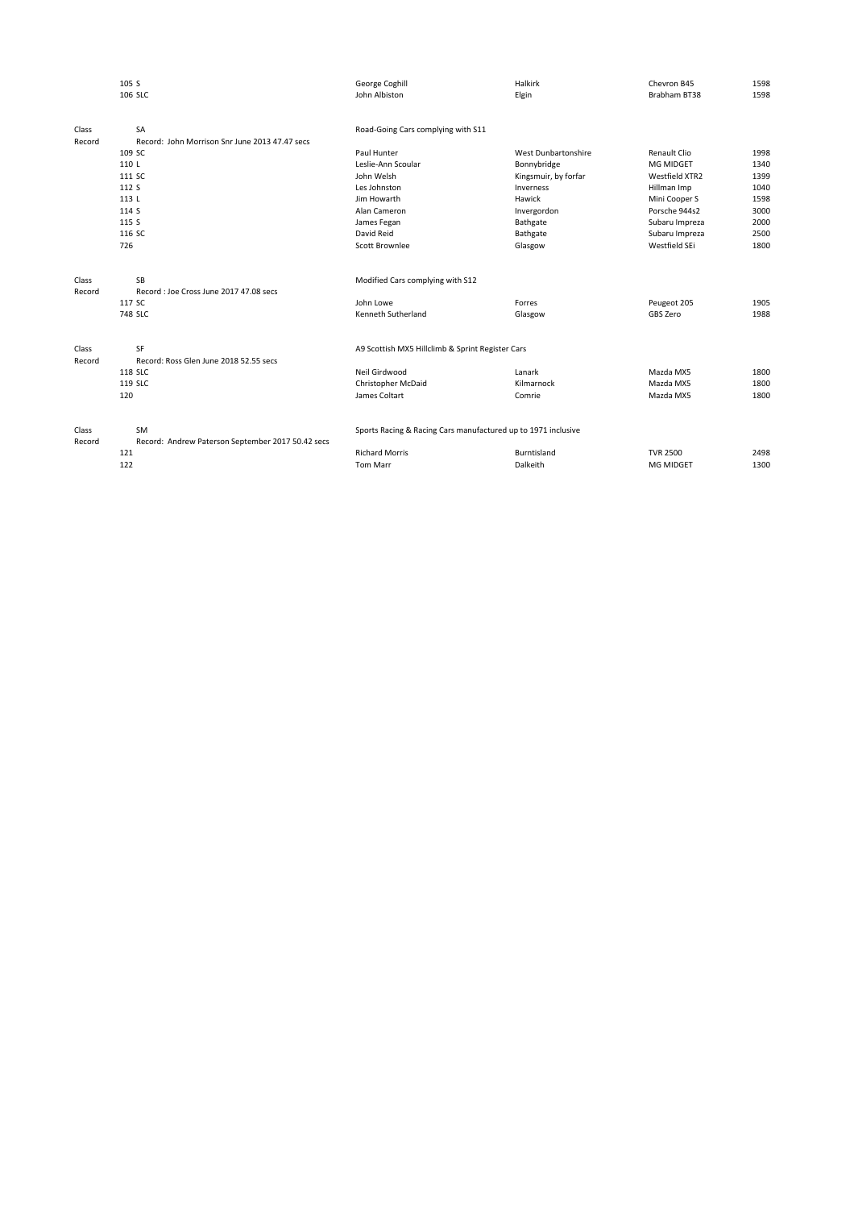| | | | | | |
|---|---|---|---|---|---|
| | 105 S | George Coghill | Halkirk | Chevron B45 | 1598 |
| | 106 SLC | John Albiston | Elgin | Brabham BT38 | 1598 |
| | | | | | |
| Class | SA | Road-Going Cars complying with S11 | | | |
| Record | Record: John Morrison Snr June 2013 47.47 secs | | | | |
| | 109 SC | Paul Hunter | West Dunbartonshire | Renault Clio | 1998 |
| | 110 L | Leslie-Ann Scoular | Bonnybridge | MG MIDGET | 1340 |
| | 111 SC | John Welsh | Kingsmuir, by forfar | Westfield XTR2 | 1399 |
| | 112 S | Les Johnston | Inverness | Hillman Imp | 1040 |
| | 113 L | Jim Howarth | Hawick | Mini Cooper S | 1598 |
| | 114 S | Alan Cameron | Invergordon | Porsche 944s2 | 3000 |
| | 115 S | James Fegan | Bathgate | Subaru Impreza | 2000 |
| | 116 SC | David Reid | Bathgate | Subaru Impreza | 2500 |
| | 726 | Scott Brownlee | Glasgow | Westfield SEi | 1800 |
| | | | | | |
| Class | SB | Modified Cars complying with S12 | | | |
| Record | Record : Joe Cross June 2017 47.08 secs | | | | |
| | 117 SC | John Lowe | Forres | Peugeot 205 | 1905 |
| | 748 SLC | Kenneth Sutherland | Glasgow | GBS Zero | 1988 |
| | | | | | |
| Class | SF | A9 Scottish MX5 Hillclimb & Sprint Register Cars | | | |
| Record | Record: Ross Glen June 2018 52.55 secs | | | | |
| | 118 SLC | Neil Girdwood | Lanark | Mazda MX5 | 1800 |
| | 119 SLC | Christopher McDaid | Kilmarnock | Mazda MX5 | 1800 |
| | 120 | James Coltart | Comrie | Mazda MX5 | 1800 |
| | | | | | |
| Class | SM | Sports Racing & Racing Cars manufactured up to 1971 inclusive | | | |
| Record | Record: Andrew Paterson September 2017 50.42 secs | | | | |
| | 121 | Richard Morris | Burntisland | TVR 2500 | 2498 |
| | 122 | Tom Marr | Dalkeith | MG MIDGET | 1300 |